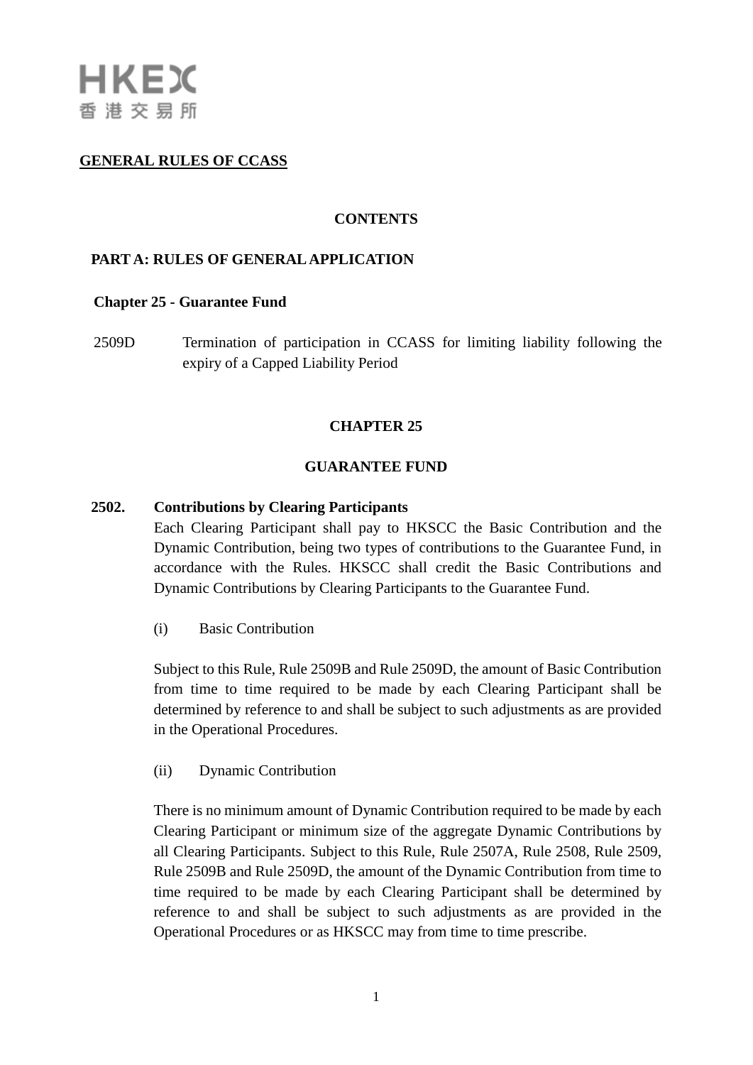HKEX
香港交易所

# GENERAL RULES OF CCASS

## CONTENTS

### PART A: RULES OF GENERAL APPLICATION

**Chapter 25 - Guarantee Fund**

2509D Termination of participation in CCASS for limiting liability following the expiry of a Capped Liability Period

## CHAPTER 25

## GUARANTEE FUND

**2502. Contributions by Clearing Participants**

Each Clearing Participant shall pay to HKSCC the Basic Contribution and the Dynamic Contribution, being two types of contributions to the Guarantee Fund, in accordance with the Rules. HKSCC shall credit the Basic Contributions and Dynamic Contributions by Clearing Participants to the Guarantee Fund.

(i) Basic Contribution

Subject to this Rule, Rule 2509B and Rule 2509D, the amount of Basic Contribution from time to time required to be made by each Clearing Participant shall be determined by reference to and shall be subject to such adjustments as are provided in the Operational Procedures.

(ii) Dynamic Contribution

There is no minimum amount of Dynamic Contribution required to be made by each Clearing Participant or minimum size of the aggregate Dynamic Contributions by all Clearing Participants. Subject to this Rule, Rule 2507A, Rule 2508, Rule 2509, Rule 2509B and Rule 2509D, the amount of the Dynamic Contribution from time to time required to be made by each Clearing Participant shall be determined by reference to and shall be subject to such adjustments as are provided in the Operational Procedures or as HKSCC may from time to time prescribe.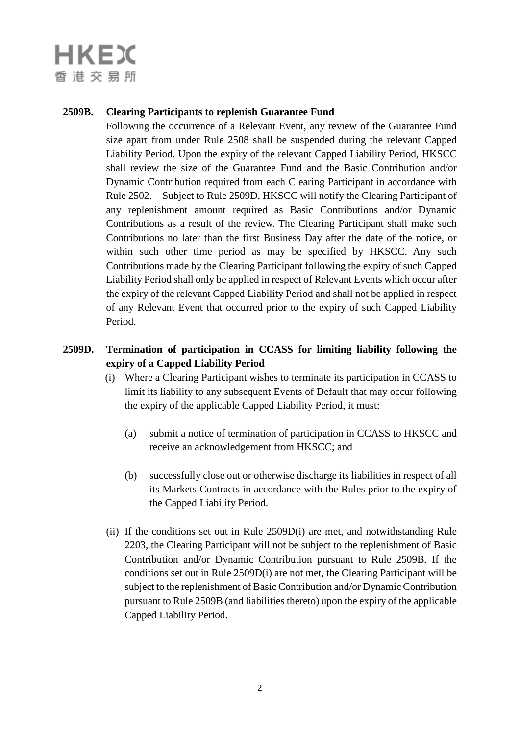**2509B. Clearing Participants to replenish Guarantee Fund**

Following the occurrence of a Relevant Event, any review of the Guarantee Fund size apart from under Rule 2508 shall be suspended during the relevant Capped Liability Period. Upon the expiry of the relevant Capped Liability Period, HKSCC shall review the size of the Guarantee Fund and the Basic Contribution and/or Dynamic Contribution required from each Clearing Participant in accordance with Rule 2502. Subject to Rule 2509D, HKSCC will notify the Clearing Participant of any replenishment amount required as Basic Contributions and/or Dynamic Contributions as a result of the review. The Clearing Participant shall make such Contributions no later than the first Business Day after the date of the notice, or within such other time period as may be specified by HKSCC. Any such Contributions made by the Clearing Participant following the expiry of such Capped Liability Period shall only be applied in respect of Relevant Events which occur after the expiry of the relevant Capped Liability Period and shall not be applied in respect of any Relevant Event that occurred prior to the expiry of such Capped Liability Period.

**2509D. Termination of participation in CCASS for limiting liability following the expiry of a Capped Liability Period**

(i) Where a Clearing Participant wishes to terminate its participation in CCASS to limit its liability to any subsequent Events of Default that may occur following the expiry of the applicable Capped Liability Period, it must:

(a) submit a notice of termination of participation in CCASS to HKSCC and receive an acknowledgement from HKSCC; and

(b) successfully close out or otherwise discharge its liabilities in respect of all its Markets Contracts in accordance with the Rules prior to the expiry of the Capped Liability Period.

(ii) If the conditions set out in Rule 2509D(i) are met, and notwithstanding Rule 2203, the Clearing Participant will not be subject to the replenishment of Basic Contribution and/or Dynamic Contribution pursuant to Rule 2509B. If the conditions set out in Rule 2509D(i) are not met, the Clearing Participant will be subject to the replenishment of Basic Contribution and/or Dynamic Contribution pursuant to Rule 2509B (and liabilities thereto) upon the expiry of the applicable Capped Liability Period.